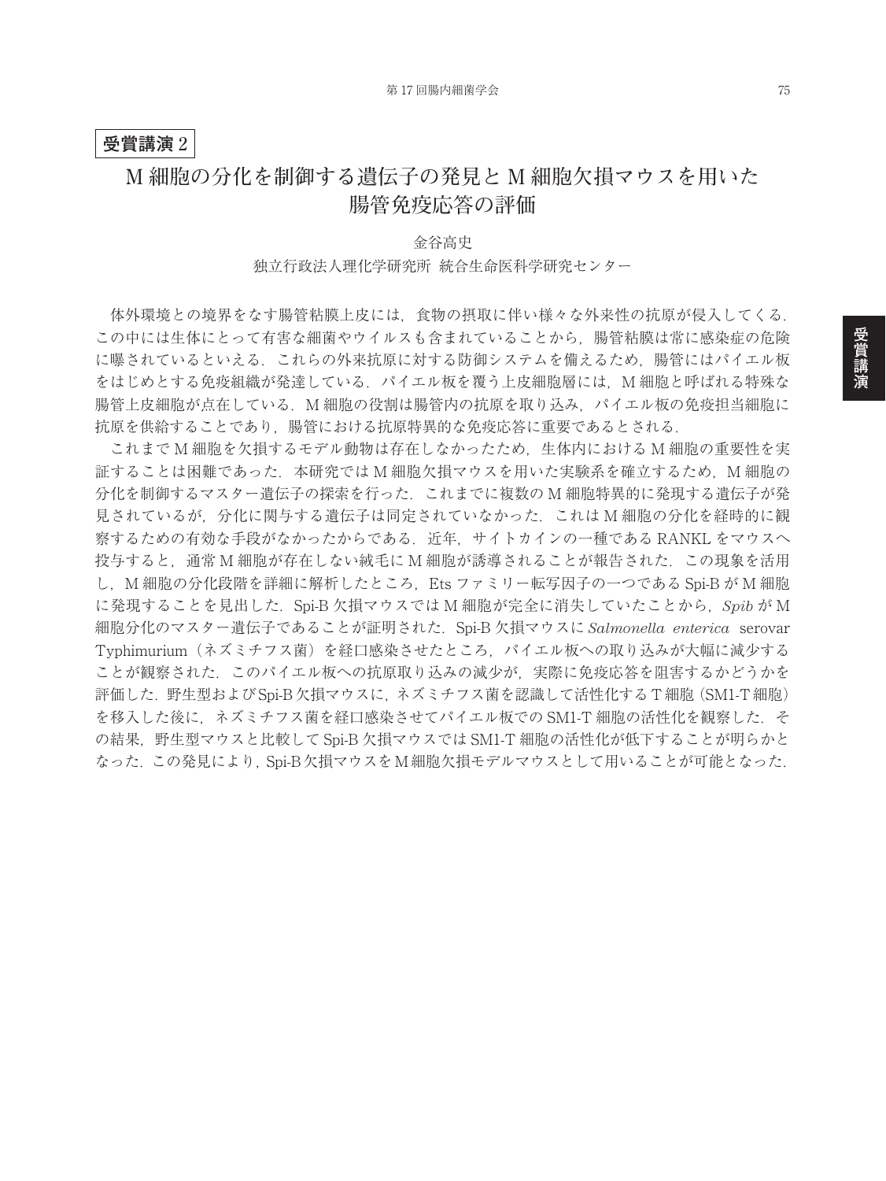**受賞講演 2**

# M 細胞の分化を制御する遺伝子の発見と M 細胞欠損マウスを用いた腸管免疫応答の評価

金谷高史

独立行政法人理化学研究所 統合生命医科学研究センター

体外環境との境界をなす腸管粘膜上皮には，食物の摂取に伴い様々な外来性の抗原が侵入してくる．この中には生体にとって有害な細菌やウイルスも含まれていることから，腸管粘膜は常に感染症の危険に曝されているといえる．これらの外来抗原に対する防御システムを備えるため，腸管にはパイエル板をはじめとする免疫組織が発達している．パイエル板を覆う上皮細胞層には，M 細胞と呼ばれる特殊な腸管上皮細胞が点在している．M 細胞の役割は腸管内の抗原を取り込み，パイエル板の免疫担当細胞に抗原を供給することであり，腸管における抗原特異的な免疫応答に重要であるとされる．

これまで M 細胞を欠損するモデル動物は存在しなかったため，生体内における M 細胞の重要性を実証することは困難であった．本研究では M 細胞欠損マウスを用いた実験系を確立するため，M 細胞の分化を制御するマスター遺伝子の探索を行った．これまでに複数の M 細胞特異的に発現する遺伝子が発見されているが，分化に関与する遺伝子は同定されていなかった．これは M 細胞の分化を経時的に観察するための有効な手段がなかったからである．近年，サイトカインの一種である RANKL をマウスへ投与すると，通常 M 細胞が存在しない絨毛に M 細胞が誘導されることが報告された．この現象を活用し，M 細胞の分化段階を詳細に解析したところ，Ets ファミリー転写因子の一つである Spi-B が M 細胞に発現することを見出した．Spi-B 欠損マウスでは M 細胞が完全に消失していたことから，*Spib* が M 細胞分化のマスター遺伝子であることが証明された．Spi-B 欠損マウスに *Salmonella enterica* serovar Typhimurium（ネズミチフス菌）を経口感染させたところ，パイエル板への取り込みが大幅に減少することが観察された．このパイエル板への抗原取り込みの減少が，実際に免疫応答を阻害するかどうかを評価した．野生型およびSpi-B欠損マウスに，ネズミチフス菌を認識して活性化する T 細胞（SM1-T 細胞）を移入した後に，ネズミチフス菌を経口感染させてパイエル板での SM1-T 細胞の活性化を観察した．その結果，野生型マウスと比較して Spi-B 欠損マウスでは SM1-T 細胞の活性化が低下することが明らかとなった．この発見により，Spi-B 欠損マウスを M 細胞欠損モデルマウスとして用いることが可能となった．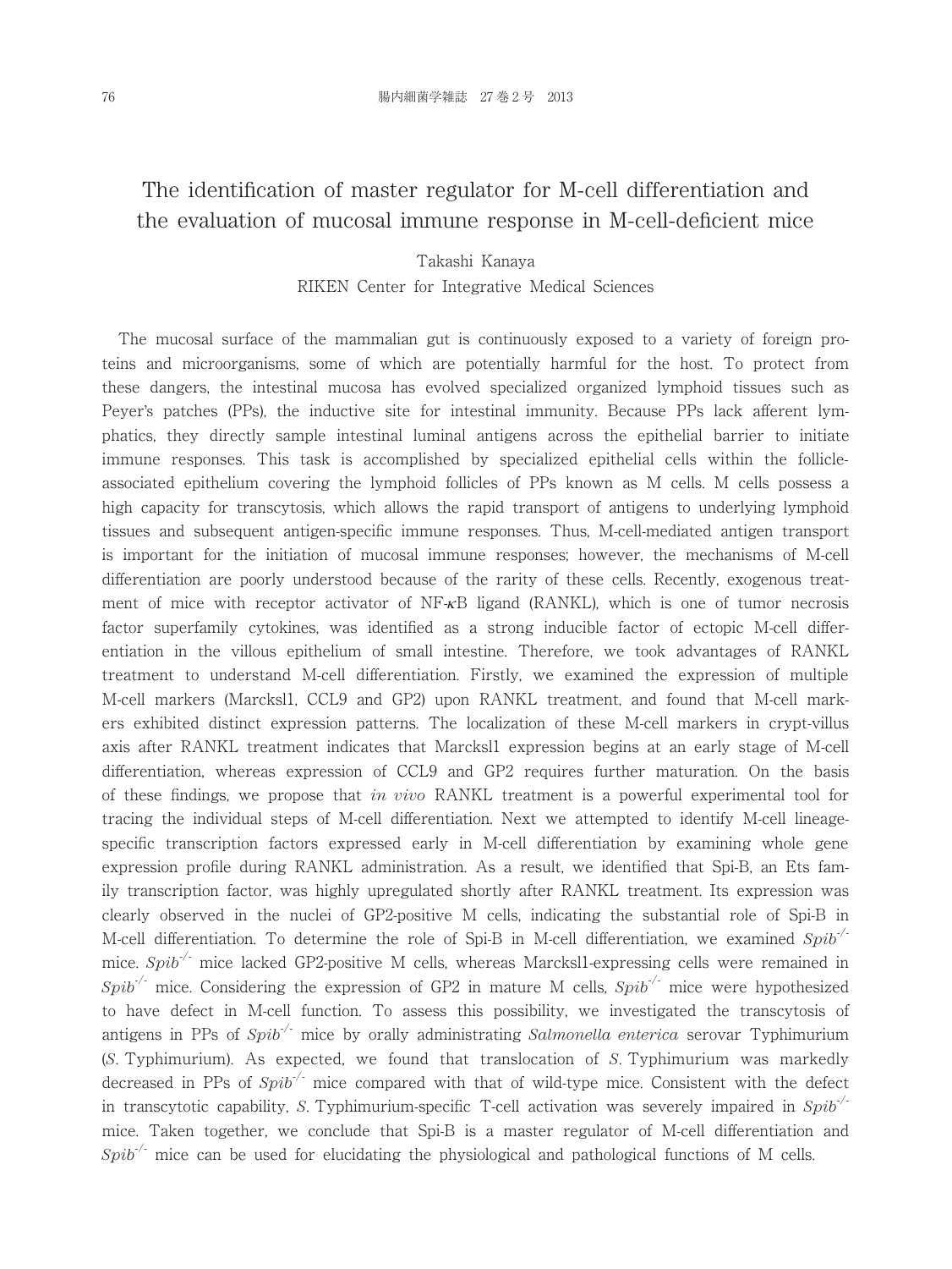# The identification of master regulator for M-cell differentiation and the evaluation of mucosal immune response in M-cell-deficient mice

Takashi Kanaya

RIKEN Center for Integrative Medical Sciences

The mucosal surface of the mammalian gut is continuously exposed to a variety of foreign proteins and microorganisms, some of which are potentially harmful for the host. To protect from these dangers, the intestinal mucosa has evolved specialized organized lymphoid tissues such as Peyer's patches (PPs), the inductive site for intestinal immunity. Because PPs lack afferent lymphatics, they directly sample intestinal luminal antigens across the epithelial barrier to initiate immune responses. This task is accomplished by specialized epithelial cells within the follicle-associated epithelium covering the lymphoid follicles of PPs known as M cells. M cells possess a high capacity for transcytosis, which allows the rapid transport of antigens to underlying lymphoid tissues and subsequent antigen-specific immune responses. Thus, M-cell-mediated antigen transport is important for the initiation of mucosal immune responses; however, the mechanisms of M-cell differentiation are poorly understood because of the rarity of these cells. Recently, exogenous treatment of mice with receptor activator of NF-$\kappa$B ligand (RANKL), which is one of tumor necrosis factor superfamily cytokines, was identified as a strong inducible factor of ectopic M-cell differentiation in the villous epithelium of small intestine. Therefore, we took advantages of RANKL treatment to understand M-cell differentiation. Firstly, we examined the expression of multiple M-cell markers (Marcksl1, CCL9 and GP2) upon RANKL treatment, and found that M-cell markers exhibited distinct expression patterns. The localization of these M-cell markers in crypt-villus axis after RANKL treatment indicates that Marcksl1 expression begins at an early stage of M-cell differentiation, whereas expression of CCL9 and GP2 requires further maturation. On the basis of these findings, we propose that *in vivo* RANKL treatment is a powerful experimental tool for tracing the individual steps of M-cell differentiation. Next we attempted to identify M-cell lineage-specific transcription factors expressed early in M-cell differentiation by examining whole gene expression profile during RANKL administration. As a result, we identified that Spi-B, an Ets family transcription factor, was highly upregulated shortly after RANKL treatment. Its expression was clearly observed in the nuclei of GP2-positive M cells, indicating the substantial role of Spi-B in M-cell differentiation. To determine the role of Spi-B in M-cell differentiation, we examined *Spib*$^{-/-}$ mice. *Spib*$^{-/-}$ mice lacked GP2-positive M cells, whereas Marcksl1-expressing cells were remained in *Spib*$^{-/-}$ mice. Considering the expression of GP2 in mature M cells, *Spib*$^{-/-}$ mice were hypothesized to have defect in M-cell function. To assess this possibility, we investigated the transcytosis of antigens in PPs of *Spib*$^{-/-}$ mice by orally administrating *Salmonella enterica* serovar Typhimurium (*S.* Typhimurium). As expected, we found that translocation of *S.* Typhimurium was markedly decreased in PPs of *Spib*$^{-/-}$ mice compared with that of wild-type mice. Consistent with the defect in transcytotic capability, *S.* Typhimurium-specific T-cell activation was severely impaired in *Spib*$^{-/-}$ mice. Taken together, we conclude that Spi-B is a master regulator of M-cell differentiation and *Spib*$^{-/-}$ mice can be used for elucidating the physiological and pathological functions of M cells.